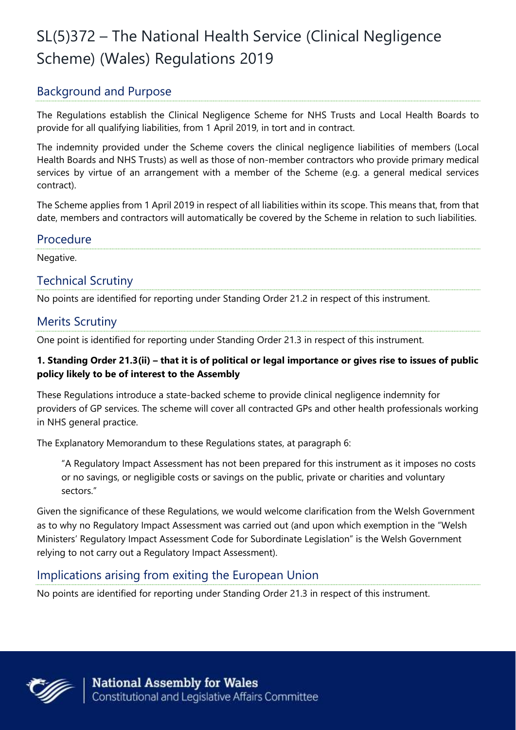# SL(5)372 – The National Health Service (Clinical Negligence Scheme) (Wales) Regulations 2019

## Background and Purpose

The Regulations establish the Clinical Negligence Scheme for NHS Trusts and Local Health Boards to provide for all qualifying liabilities, from 1 April 2019, in tort and in contract.

The indemnity provided under the Scheme covers the clinical negligence liabilities of members (Local Health Boards and NHS Trusts) as well as those of non-member contractors who provide primary medical services by virtue of an arrangement with a member of the Scheme (e.g. a general medical services contract).

The Scheme applies from 1 April 2019 in respect of all liabilities within its scope. This means that, from that date, members and contractors will automatically be covered by the Scheme in relation to such liabilities.

## Procedure

Negative.

## Technical Scrutiny

No points are identified for reporting under Standing Order 21.2 in respect of this instrument.

## Merits Scrutiny

One point is identified for reporting under Standing Order 21.3 in respect of this instrument.

**1. Standing Order 21.3(ii) – that it is of political or legal importance or gives rise to issues of public policy likely to be of interest to the Assembly**

These Regulations introduce a state-backed scheme to provide clinical negligence indemnity for providers of GP services. The scheme will cover all contracted GPs and other health professionals working in NHS general practice.

The Explanatory Memorandum to these Regulations states, at paragraph 6:

> "A Regulatory Impact Assessment has not been prepared for this instrument as it imposes no costs or no savings, or negligible costs or savings on the public, private or charities and voluntary sectors."

Given the significance of these Regulations, we would welcome clarification from the Welsh Government as to why no Regulatory Impact Assessment was carried out (and upon which exemption in the "Welsh Ministers' Regulatory Impact Assessment Code for Subordinate Legislation" is the Welsh Government relying to not carry out a Regulatory Impact Assessment).

## Implications arising from exiting the European Union

No points are identified for reporting under Standing Order 21.3 in respect of this instrument.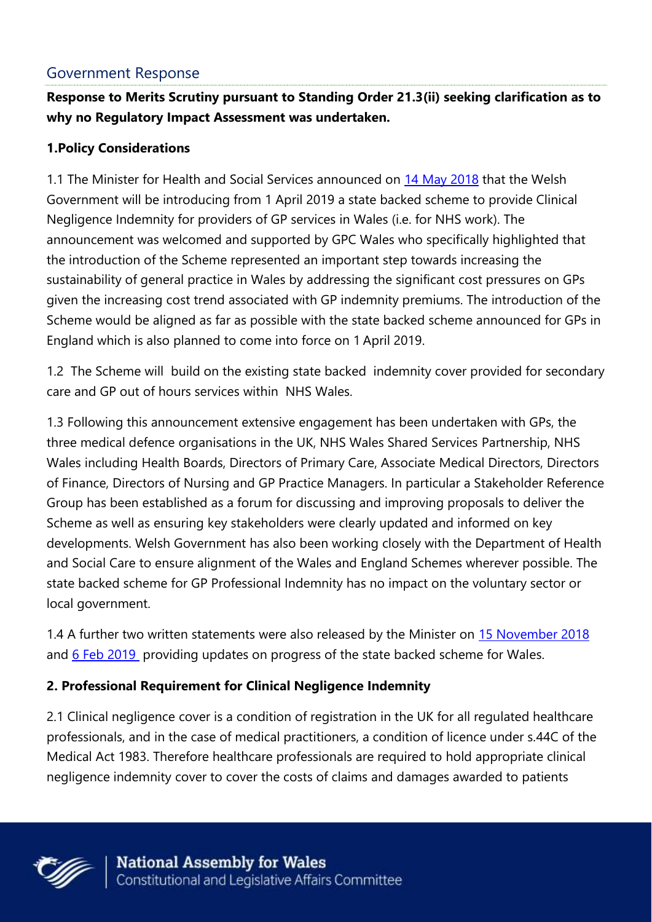## Government Response

**Response to Merits Scrutiny pursuant to Standing Order 21.3(ii) seeking clarification as to why no Regulatory Impact Assessment was undertaken.**

**1.Policy Considerations**

1.1 The Minister for Health and Social Services announced on 14 May 2018 that the Welsh Government will be introducing from 1 April 2019 a state backed scheme to provide Clinical Negligence Indemnity for providers of GP services in Wales (i.e. for NHS work). The announcement was welcomed and supported by GPC Wales who specifically highlighted that the introduction of the Scheme represented an important step towards increasing the sustainability of general practice in Wales by addressing the significant cost pressures on GPs given the increasing cost trend associated with GP indemnity premiums. The introduction of the Scheme would be aligned as far as possible with the state backed scheme announced for GPs in England which is also planned to come into force on 1 April 2019.

1.2 The Scheme will build on the existing state backed indemnity cover provided for secondary care and GP out of hours services within NHS Wales.

1.3 Following this announcement extensive engagement has been undertaken with GPs, the three medical defence organisations in the UK, NHS Wales Shared Services Partnership, NHS Wales including Health Boards, Directors of Primary Care, Associate Medical Directors, Directors of Finance, Directors of Nursing and GP Practice Managers. In particular a Stakeholder Reference Group has been established as a forum for discussing and improving proposals to deliver the Scheme as well as ensuring key stakeholders were clearly updated and informed on key developments. Welsh Government has also been working closely with the Department of Health and Social Care to ensure alignment of the Wales and England Schemes wherever possible. The state backed scheme for GP Professional Indemnity has no impact on the voluntary sector or local government.

1.4 A further two written statements were also released by the Minister on 15 November 2018 and 6 Feb 2019 providing updates on progress of the state backed scheme for Wales.

**2. Professional Requirement for Clinical Negligence Indemnity**

2.1 Clinical negligence cover is a condition of registration in the UK for all regulated healthcare professionals, and in the case of medical practitioners, a condition of licence under s.44C of the Medical Act 1983. Therefore healthcare professionals are required to hold appropriate clinical negligence indemnity cover to cover the costs of claims and damages awarded to patients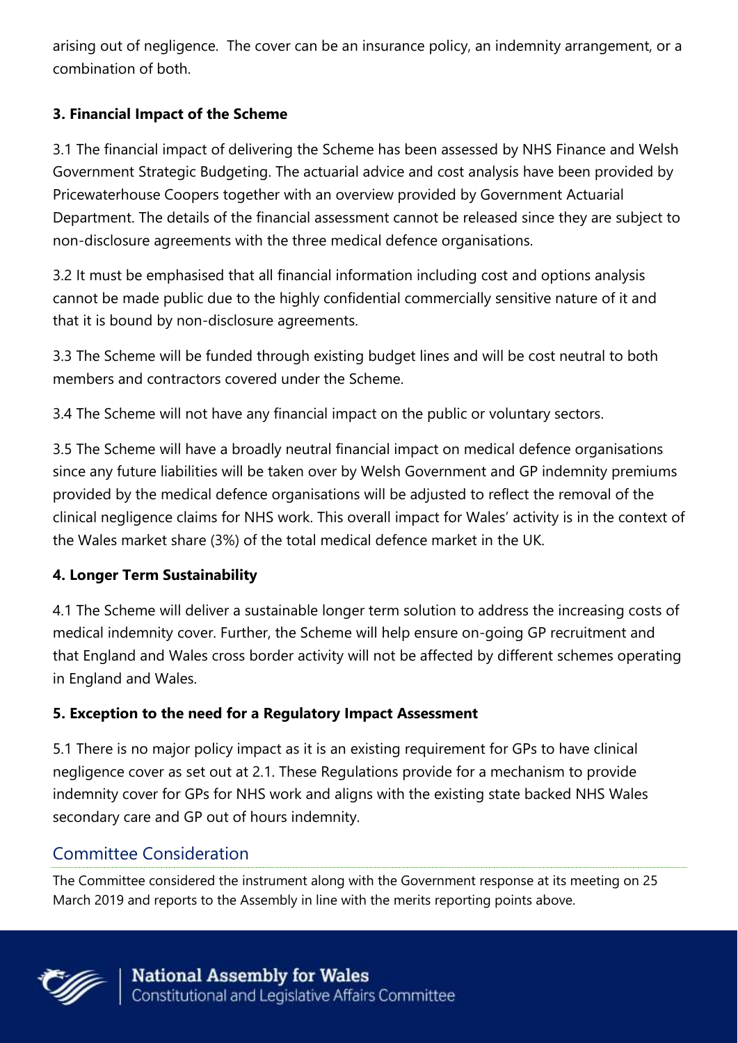arising out of negligence. The cover can be an insurance policy, an indemnity arrangement, or a combination of both.

**3. Financial Impact of the Scheme**

3.1 The financial impact of delivering the Scheme has been assessed by NHS Finance and Welsh Government Strategic Budgeting. The actuarial advice and cost analysis have been provided by Pricewaterhouse Coopers together with an overview provided by Government Actuarial Department. The details of the financial assessment cannot be released since they are subject to non-disclosure agreements with the three medical defence organisations.

3.2 It must be emphasised that all financial information including cost and options analysis cannot be made public due to the highly confidential commercially sensitive nature of it and that it is bound by non-disclosure agreements.

3.3 The Scheme will be funded through existing budget lines and will be cost neutral to both members and contractors covered under the Scheme.

3.4 The Scheme will not have any financial impact on the public or voluntary sectors.

3.5 The Scheme will have a broadly neutral financial impact on medical defence organisations since any future liabilities will be taken over by Welsh Government and GP indemnity premiums provided by the medical defence organisations will be adjusted to reflect the removal of the clinical negligence claims for NHS work. This overall impact for Wales' activity is in the context of the Wales market share (3%) of the total medical defence market in the UK.

**4. Longer Term Sustainability**

4.1 The Scheme will deliver a sustainable longer term solution to address the increasing costs of medical indemnity cover. Further, the Scheme will help ensure on-going GP recruitment and that England and Wales cross border activity will not be affected by different schemes operating in England and Wales.

**5. Exception to the need for a Regulatory Impact Assessment**

5.1 There is no major policy impact as it is an existing requirement for GPs to have clinical negligence cover as set out at 2.1. These Regulations provide for a mechanism to provide indemnity cover for GPs for NHS work and aligns with the existing state backed NHS Wales secondary care and GP out of hours indemnity.

## Committee Consideration

The Committee considered the instrument along with the Government response at its meeting on 25 March 2019 and reports to the Assembly in line with the merits reporting points above.